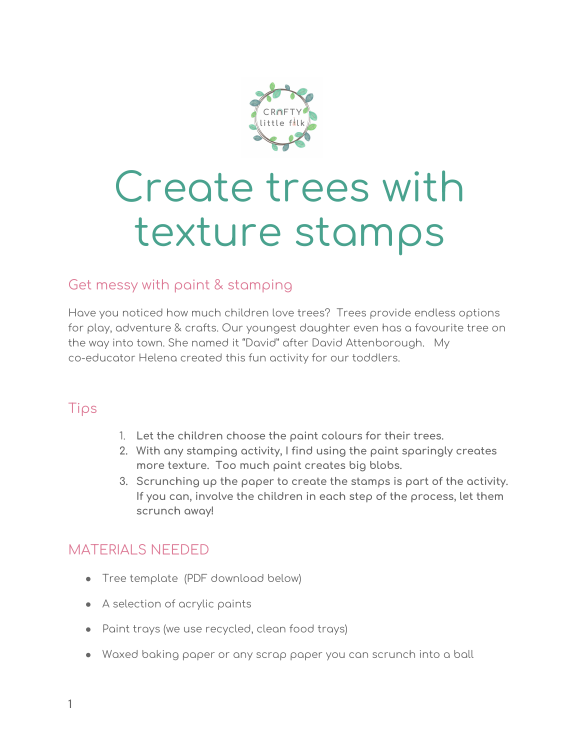# Create trees with texture stamps

## Get messy with paint & stamping

Have you noticed how much children love trees? Trees provide endless options for play, adventure & crafts. Our youngest daughter even has a favourite tree on the way into town. She named it "David" after David Attenborough. My co-educator Helena created this fun activity for our toddlers.

## Tips

1. **Let the children choose the paint colours for their trees.**
2. **With any stamping activity, I find using the paint sparingly creates more texture. Too much paint creates big blobs.**
3. **Scrunching up the paper to create the stamps is part of the activity. If you can, involve the children in each step of the process, let them scrunch away!**

## MATERIALS NEEDED

- Tree template (PDF download below)
- A selection of acrylic paints
- Paint trays (we use recycled, clean food trays)
- Waxed baking paper or any scrap paper you can scrunch into a ball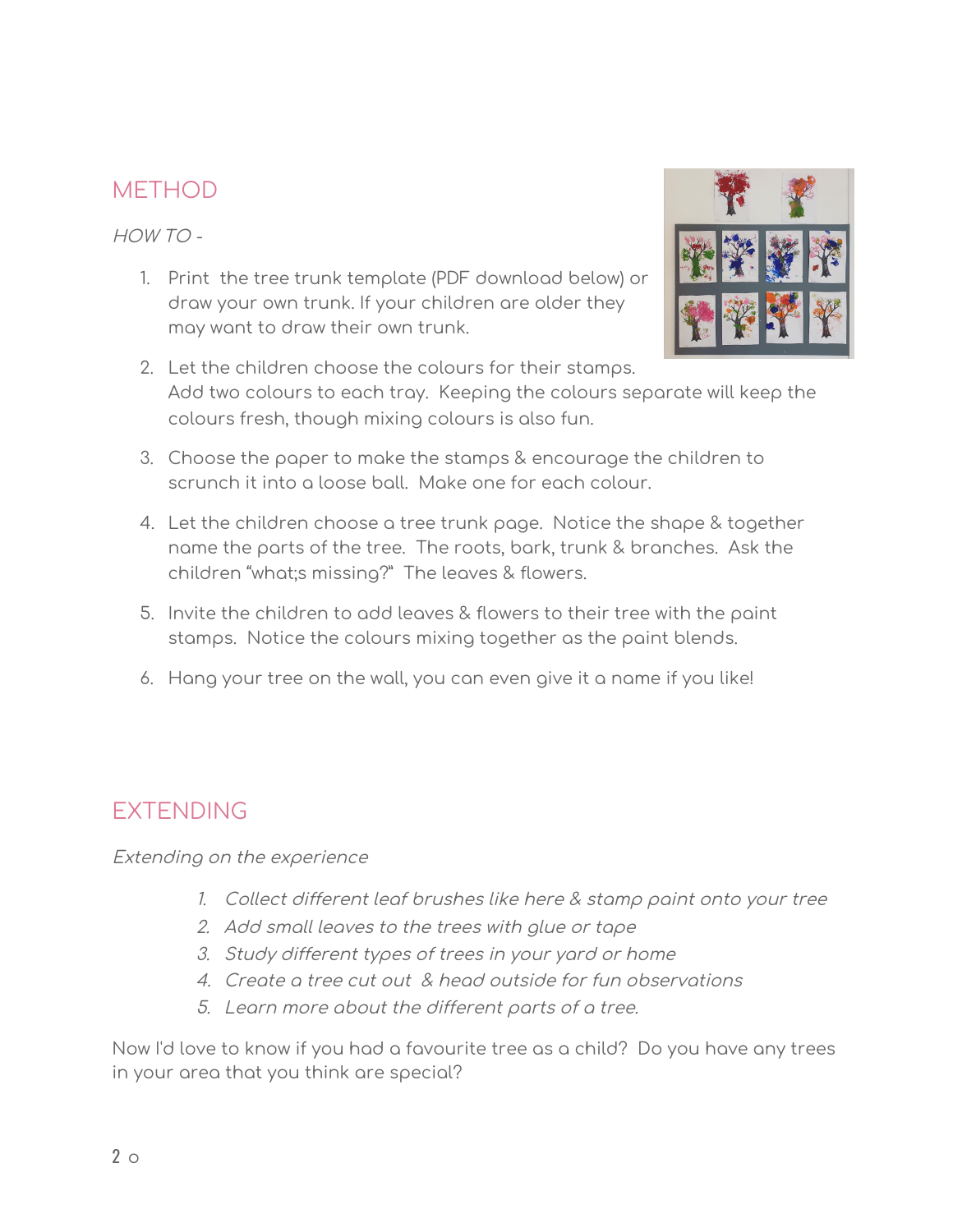## METHOD

*HOW TO -*

1. Print  the tree trunk template (PDF download below) or draw your own trunk. If your children are older they may want to draw their own trunk.
2. Let the children choose the colours for their stamps. Add two colours to each tray.  Keeping the colours separate will keep the colours fresh, though mixing colours is also fun.
3. Choose the paper to make the stamps & encourage the children to scrunch it into a loose ball.  Make one for each colour.
4. Let the children choose a tree trunk page.  Notice the shape & together name the parts of the tree.  The roots, bark, trunk & branches.  Ask the children "what;s missing?"  The leaves & flowers.
5. Invite the children to add leaves & flowers to their tree with the paint stamps.  Notice the colours mixing together as the paint blends.
6. Hang your tree on the wall, you can even give it a name if you like!

## EXTENDING

*Extending on the experience*

1. *Collect different leaf brushes like here & stamp paint onto your tree*
2. *Add small leaves to the trees with glue or tape*
3. *Study different types of trees in your yard or home*
4. *Create a tree cut out  & head outside for fun observations*
5. *Learn more about the different parts of a tree.*

Now I'd love to know if you had a favourite tree as a child?  Do you have any trees in your area that you think are special?